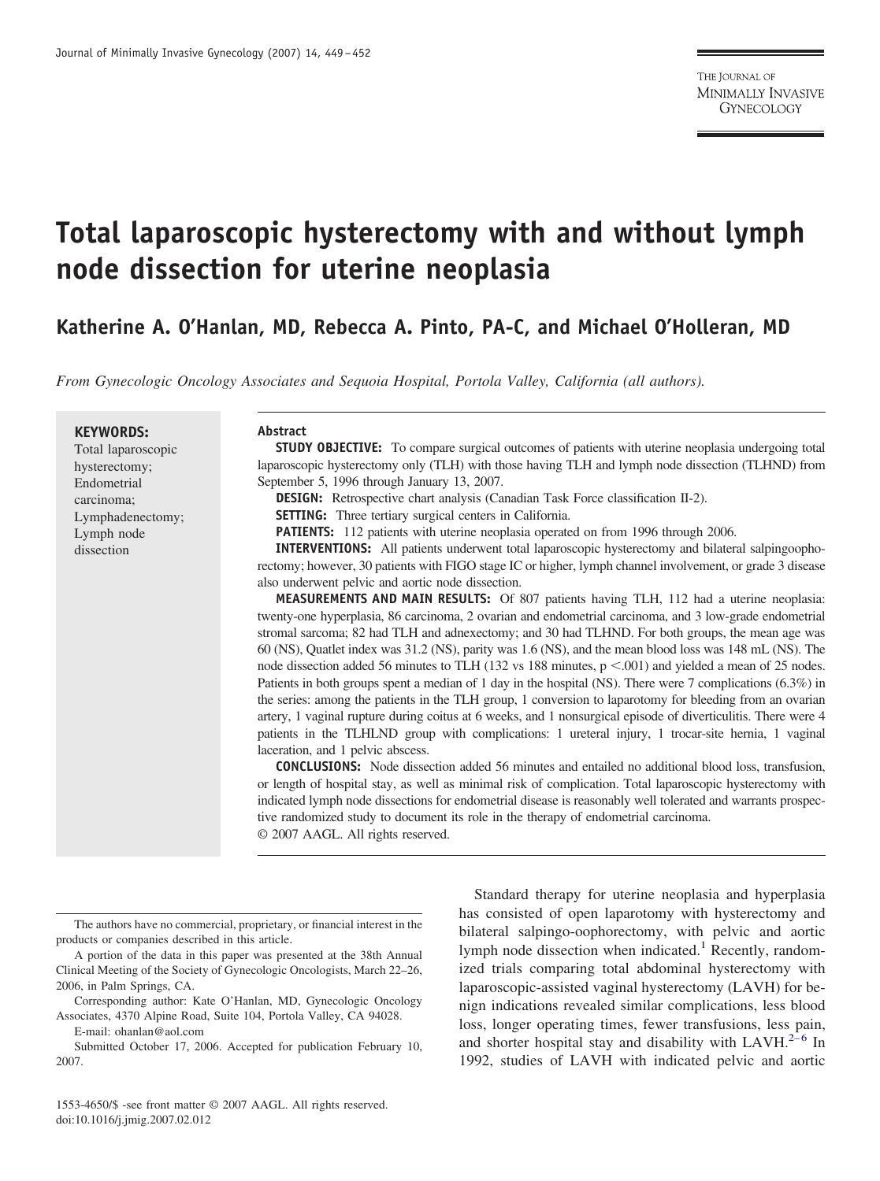# Total laparoscopic hysterectomy with and without lymph node dissection for uterine neoplasia

**Katherine A. O'Hanlan, MD, Rebecca A. Pinto, PA-C, and Michael O'Holleran, MD**

*From Gynecologic Oncology Associates and Sequoia Hospital, Portola Valley, California (all authors).*

**KEYWORDS:**
Total laparoscopic hysterectomy;
Endometrial carcinoma;
Lymphadenectomy;
Lymph node dissection

**Abstract**

**STUDY OBJECTIVE:** To compare surgical outcomes of patients with uterine neoplasia undergoing total laparoscopic hysterectomy only (TLH) with those having TLH and lymph node dissection (TLHND) from September 5, 1996 through January 13, 2007.

**DESIGN:** Retrospective chart analysis (Canadian Task Force classification II-2).

**SETTING:** Three tertiary surgical centers in California.

**PATIENTS:** 112 patients with uterine neoplasia operated on from 1996 through 2006.

**INTERVENTIONS:** All patients underwent total laparoscopic hysterectomy and bilateral salpingoophorectomy; however, 30 patients with FIGO stage IC or higher, lymph channel involvement, or grade 3 disease also underwent pelvic and aortic node dissection.

**MEASUREMENTS AND MAIN RESULTS:** Of 807 patients having TLH, 112 had a uterine neoplasia: twenty-one hyperplasia, 86 carcinoma, 2 ovarian and endometrial carcinoma, and 3 low-grade endometrial stromal sarcoma; 82 had TLH and adnexectomy; and 30 had TLHND. For both groups, the mean age was 60 (NS), Quatlet index was 31.2 (NS), parity was 1.6 (NS), and the mean blood loss was 148 mL (NS). The node dissection added 56 minutes to TLH (132 vs 188 minutes, $p < .001$) and yielded a mean of 25 nodes. Patients in both groups spent a median of 1 day in the hospital (NS). There were 7 complications (6.3%) in the series: among the patients in the TLH group, 1 conversion to laparotomy for bleeding from an ovarian artery, 1 vaginal rupture during coitus at 6 weeks, and 1 nonsurgical episode of diverticulitis. There were 4 patients in the TLHLND group with complications: 1 ureteral injury, 1 trocar-site hernia, 1 vaginal laceration, and 1 pelvic abscess.

**CONCLUSIONS:** Node dissection added 56 minutes and entailed no additional blood loss, transfusion, or length of hospital stay, as well as minimal risk of complication. Total laparoscopic hysterectomy with indicated lymph node dissections for endometrial disease is reasonably well tolerated and warrants prospective randomized study to document its role in the therapy of endometrial carcinoma.

© 2007 AAGL. All rights reserved.

Standard therapy for uterine neoplasia and hyperplasia has consisted of open laparotomy with hysterectomy and bilateral salpingo-oophorectomy, with pelvic and aortic lymph node dissection when indicated.[1] Recently, randomized trials comparing total abdominal hysterectomy with laparoscopic-assisted vaginal hysterectomy (LAVH) for benign indications revealed similar complications, less blood loss, longer operating times, fewer transfusions, less pain, and shorter hospital stay and disability with LAVH.[2–6] In 1992, studies of LAVH with indicated pelvic and aortic

The authors have no commercial, proprietary, or financial interest in the products or companies described in this article.

A portion of the data in this paper was presented at the 38th Annual Clinical Meeting of the Society of Gynecologic Oncologists, March 22–26, 2006, in Palm Springs, CA.

Corresponding author: Kate O'Hanlan, MD, Gynecologic Oncology Associates, 4370 Alpine Road, Suite 104, Portola Valley, CA 94028.

E-mail: ohanlan@aol.com

Submitted October 17, 2006. Accepted for publication February 10, 2007.

1553-4650/$ -see front matter © 2007 AAGL. All rights reserved.
doi:10.1016/j.jmig.2007.02.012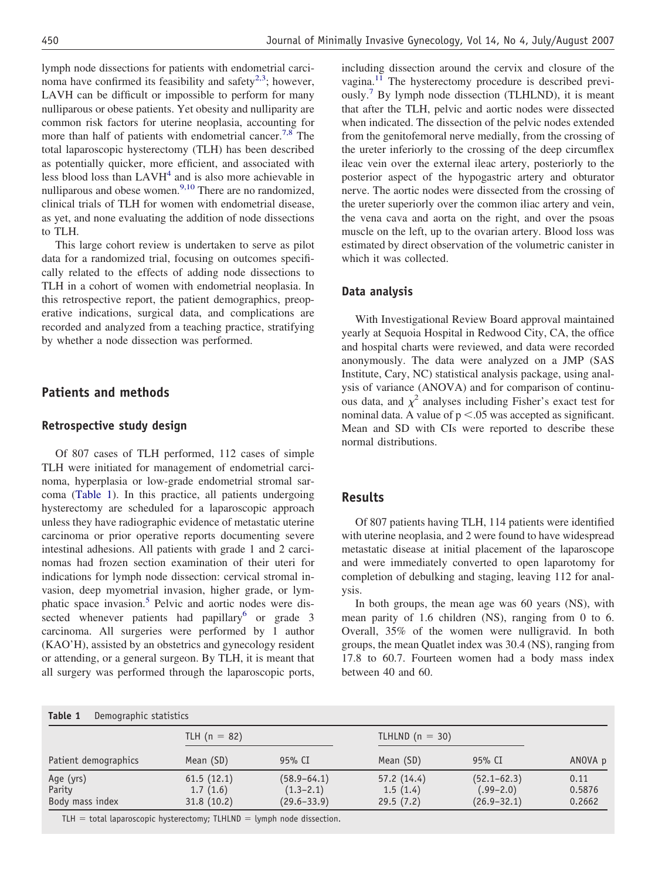lymph node dissections for patients with endometrial carcinoma have confirmed its feasibility and safety[2,3]; however, LAVH can be difficult or impossible to perform for many nulliparous or obese patients. Yet obesity and nulliparity are common risk factors for uterine neoplasia, accounting for more than half of patients with endometrial cancer.[7,8] The total laparoscopic hysterectomy (TLH) has been described as potentially quicker, more efficient, and associated with less blood loss than LAVH[4] and is also more achievable in nulliparous and obese women.[9,10] There are no randomized, clinical trials of TLH for women with endometrial disease, as yet, and none evaluating the addition of node dissections to TLH.

This large cohort review is undertaken to serve as pilot data for a randomized trial, focusing on outcomes specifically related to the effects of adding node dissections to TLH in a cohort of women with endometrial neoplasia. In this retrospective report, the patient demographics, preoperative indications, surgical data, and complications are recorded and analyzed from a teaching practice, stratifying by whether a node dissection was performed.

## Patients and methods

### Retrospective study design

Of 807 cases of TLH performed, 112 cases of simple TLH were initiated for management of endometrial carcinoma, hyperplasia or low-grade endometrial stromal sarcoma (Table 1). In this practice, all patients undergoing hysterectomy are scheduled for a laparoscopic approach unless they have radiographic evidence of metastatic uterine carcinoma or prior operative reports documenting severe intestinal adhesions. All patients with grade 1 and 2 carcinomas had frozen section examination of their uteri for indications for lymph node dissection: cervical stromal invasion, deep myometrial invasion, higher grade, or lymphatic space invasion.[5] Pelvic and aortic nodes were dissected whenever patients had papillary[6] or grade 3 carcinoma. All surgeries were performed by 1 author (KAO'H), assisted by an obstetrics and gynecology resident or attending, or a general surgeon. By TLH, it is meant that all surgery was performed through the laparoscopic ports, including dissection around the cervix and closure of the vagina.[11] The hysterectomy procedure is described previously.[7] By lymph node dissection (TLHLND), it is meant that after the TLH, pelvic and aortic nodes were dissected when indicated. The dissection of the pelvic nodes extended from the genitofemoral nerve medially, from the crossing of the ureter inferiorly to the crossing of the deep circumflex ileac vein over the external ileac artery, posteriorly to the posterior aspect of the hypogastric artery and obturator nerve. The aortic nodes were dissected from the crossing of the ureter superiorly over the common iliac artery and vein, the vena cava and aorta on the right, and over the psoas muscle on the left, up to the ovarian artery. Blood loss was estimated by direct observation of the volumetric canister in which it was collected.

### Data analysis

With Investigational Review Board approval maintained yearly at Sequoia Hospital in Redwood City, CA, the office and hospital charts were reviewed, and data were recorded anonymously. The data were analyzed on a JMP (SAS Institute, Cary, NC) statistical analysis package, using analysis of variance (ANOVA) and for comparison of continuous data, and $\chi^2$ analyses including Fisher's exact test for nominal data. A value of $p < .05$ was accepted as significant. Mean and SD with CIs were reported to describe these normal distributions.

## Results

Of 807 patients having TLH, 114 patients were identified with uterine neoplasia, and 2 were found to have widespread metastatic disease at initial placement of the laparoscope and were immediately converted to open laparotomy for completion of debulking and staging, leaving 112 for analysis.

In both groups, the mean age was 60 years (NS), with mean parity of 1.6 children (NS), ranging from 0 to 6. Overall, 35% of the women were nulligravid. In both groups, the mean Quatlet index was 30.4 (NS), ranging from 17.8 to 60.7. Fourteen women had a body mass index between 40 and 60.

**Table 1** Demographic statistics

| | TLH (n = 82) | | TLHLND (n = 30) | | |
|---|---|---|---|---|---|
| Patient demographics | Mean (SD) | 95% CI | Mean (SD) | 95% CI | ANOVA p |
| Age (yrs) | 61.5 (12.1) | (58.9–64.1) | 57.2 (14.4) | (52.1–62.3) | 0.11 |
| Parity | 1.7 (1.6) | (1.3–2.1) | 1.5 (1.4) | (.99–2.0) | 0.5876 |
| Body mass index | 31.8 (10.2) | (29.6–33.9) | 29.5 (7.2) | (26.9–32.1) | 0.2662 |

TLH = total laparoscopic hysterectomy; TLHLND = lymph node dissection.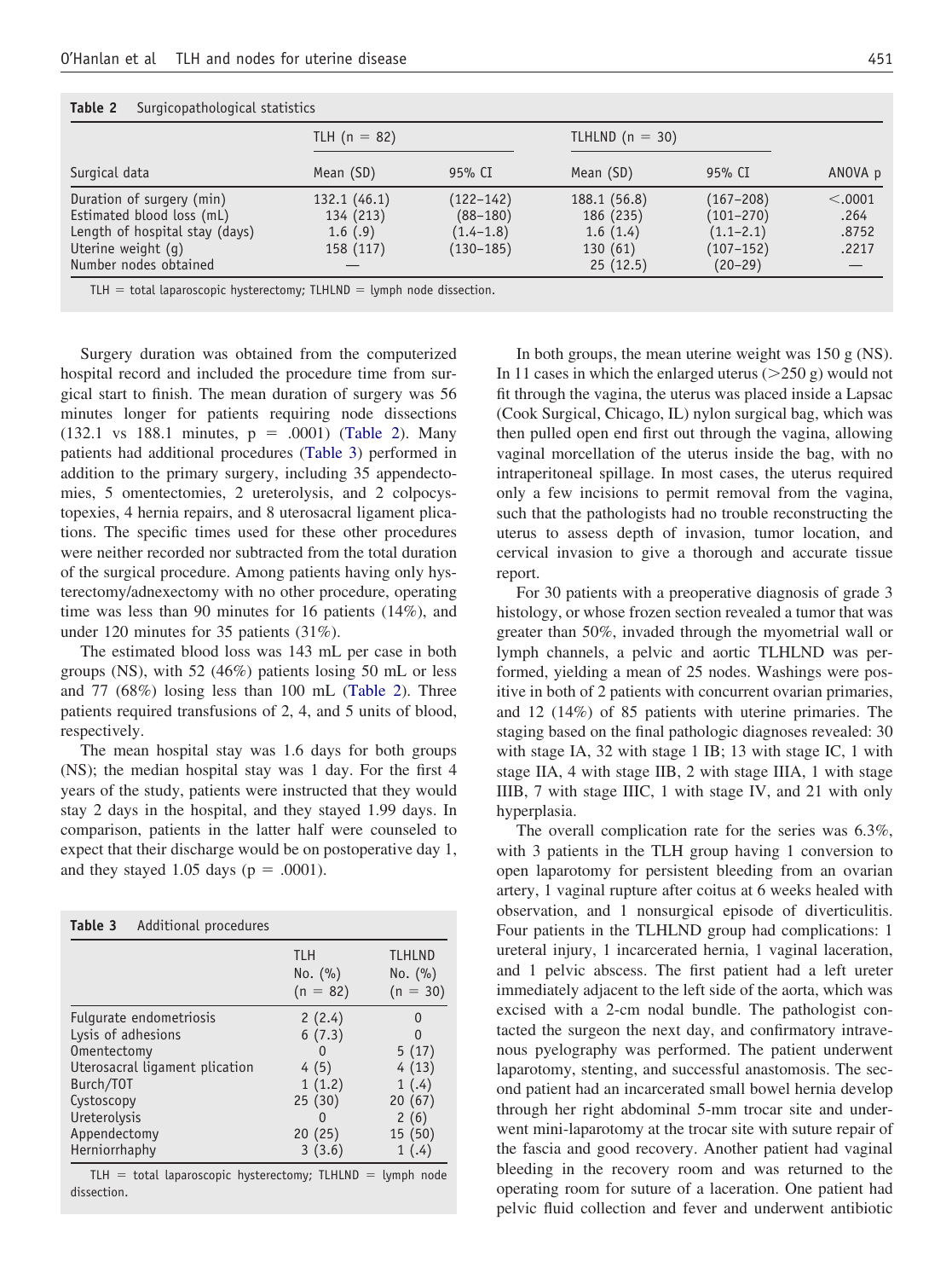**Table 2** Surgicopathological statistics

| Surgical data | TLH (n = 82) | | TLHLND (n = 30) | | |
|---|---|---|---|---|---|
| | Mean (SD) | 95% CI | Mean (SD) | 95% CI | ANOVA p |
| Duration of surgery (min) | 132.1 (46.1) | (122–142) | 188.1 (56.8) | (167–208) | <.0001 |
| Estimated blood loss (mL) | 134 (213) | (88–180) | 186 (235) | (101–270) | .264 |
| Length of hospital stay (days) | 1.6 (.9) | (1.4–1.8) | 1.6 (1.4) | (1.1–2.1) | .8752 |
| Uterine weight (g) | 158 (117) | (130–185) | 130 (61) | (107–152) | .2217 |
| Number nodes obtained | — | | 25 (12.5) | (20–29) | — |

TLH = total laparoscopic hysterectomy; TLHLND = lymph node dissection.

Surgery duration was obtained from the computerized hospital record and included the procedure time from surgical start to finish. The mean duration of surgery was 56 minutes longer for patients requiring node dissections (132.1 vs 188.1 minutes, p = .0001) (Table 2). Many patients had additional procedures (Table 3) performed in addition to the primary surgery, including 35 appendectomies, 5 omentectomies, 2 ureterolysis, and 2 colpocystopexies, 4 hernia repairs, and 8 uterosacral ligament plications. The specific times used for these other procedures were neither recorded nor subtracted from the total duration of the surgical procedure. Among patients having only hysterectomy/adnexectomy with no other procedure, operating time was less than 90 minutes for 16 patients (14%), and under 120 minutes for 35 patients (31%).

The estimated blood loss was 143 mL per case in both groups (NS), with 52 (46%) patients losing 50 mL or less and 77 (68%) losing less than 100 mL (Table 2). Three patients required transfusions of 2, 4, and 5 units of blood, respectively.

The mean hospital stay was 1.6 days for both groups (NS); the median hospital stay was 1 day. For the first 4 years of the study, patients were instructed that they would stay 2 days in the hospital, and they stayed 1.99 days. In comparison, patients in the latter half were counseled to expect that their discharge would be on postoperative day 1, and they stayed 1.05 days (p = .0001).

**Table 3** Additional procedures

| | TLH No. (%) (n = 82) | TLHLND No. (%) (n = 30) |
|---|---|---|
| Fulgurate endometriosis | 2 (2.4) | 0 |
| Lysis of adhesions | 6 (7.3) | 0 |
| Omentectomy | 0 | 5 (17) |
| Uterosacral ligament plication | 4 (5) | 4 (13) |
| Burch/TOT | 1 (1.2) | 1 (.4) |
| Cystoscopy | 25 (30) | 20 (67) |
| Ureterolysis | 0 | 2 (6) |
| Appendectomy | 20 (25) | 15 (50) |
| Herniorrhaphy | 3 (3.6) | 1 (.4) |

TLH = total laparoscopic hysterectomy; TLHLND = lymph node dissection.

In both groups, the mean uterine weight was 150 g (NS). In 11 cases in which the enlarged uterus (>250 g) would not fit through the vagina, the uterus was placed inside a Lapsac (Cook Surgical, Chicago, IL) nylon surgical bag, which was then pulled open end first out through the vagina, allowing vaginal morcellation of the uterus inside the bag, with no intraperitoneal spillage. In most cases, the uterus required only a few incisions to permit removal from the vagina, such that the pathologists had no trouble reconstructing the uterus to assess depth of invasion, tumor location, and cervical invasion to give a thorough and accurate tissue report.

For 30 patients with a preoperative diagnosis of grade 3 histology, or whose frozen section revealed a tumor that was greater than 50%, invaded through the myometrial wall or lymph channels, a pelvic and aortic TLHLND was performed, yielding a mean of 25 nodes. Washings were positive in both of 2 patients with concurrent ovarian primaries, and 12 (14%) of 85 patients with uterine primaries. The staging based on the final pathologic diagnoses revealed: 30 with stage IA, 32 with stage 1 IB; 13 with stage IC, 1 with stage IIA, 4 with stage IIB, 2 with stage IIIA, 1 with stage IIIB, 7 with stage IIIC, 1 with stage IV, and 21 with only hyperplasia.

The overall complication rate for the series was 6.3%, with 3 patients in the TLH group having 1 conversion to open laparotomy for persistent bleeding from an ovarian artery, 1 vaginal rupture after coitus at 6 weeks healed with observation, and 1 nonsurgical episode of diverticulitis. Four patients in the TLHLND group had complications: 1 ureteral injury, 1 incarcerated hernia, 1 vaginal laceration, and 1 pelvic abscess. The first patient had a left ureter immediately adjacent to the left side of the aorta, which was excised with a 2-cm nodal bundle. The pathologist contacted the surgeon the next day, and confirmatory intravenous pyelography was performed. The patient underwent laparotomy, stenting, and successful anastomosis. The second patient had an incarcerated small bowel hernia develop through her right abdominal 5-mm trocar site and underwent mini-laparotomy at the trocar site with suture repair of the fascia and good recovery. Another patient had vaginal bleeding in the recovery room and was returned to the operating room for suture of a laceration. One patient had pelvic fluid collection and fever and underwent antibiotic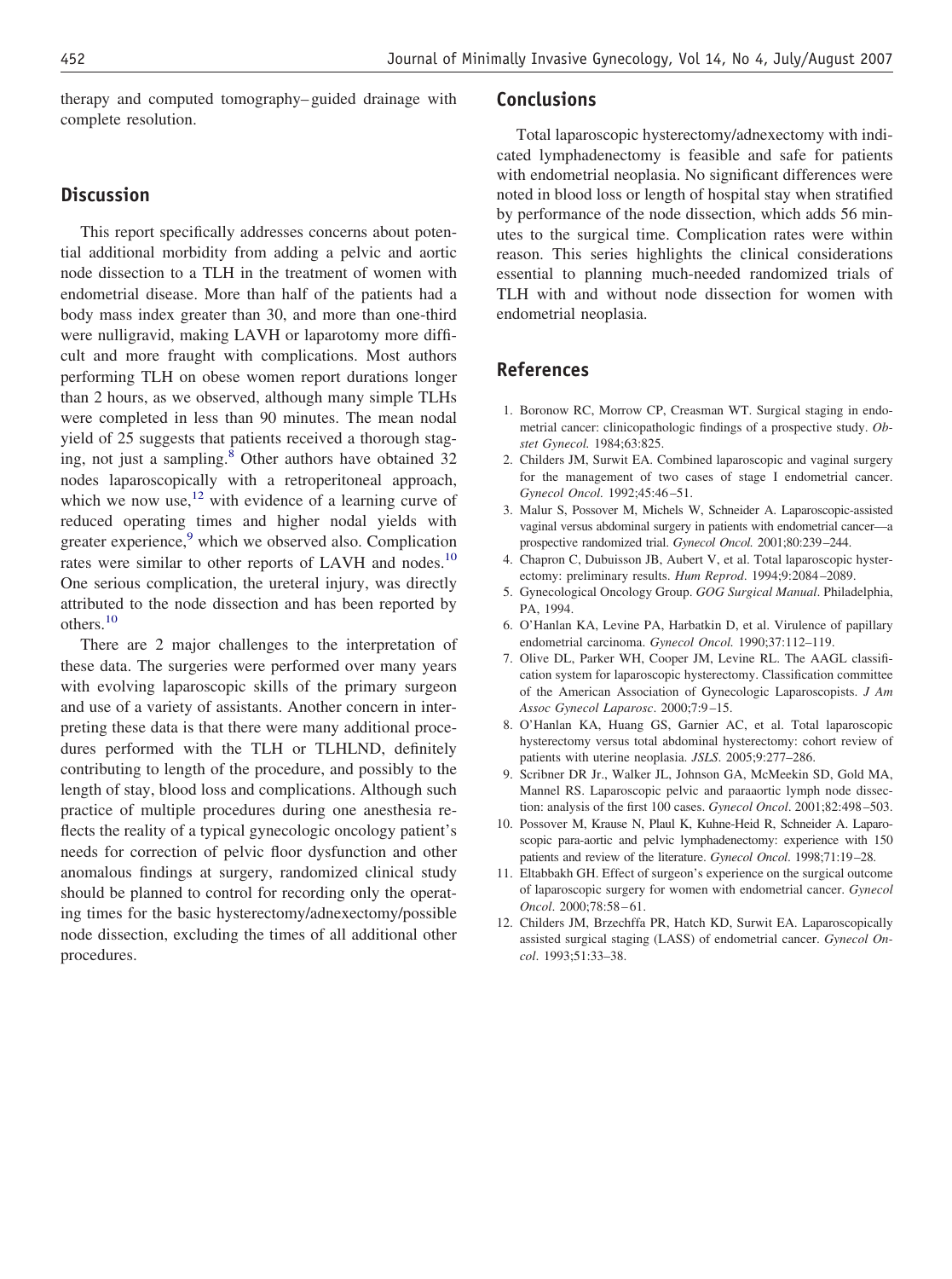therapy and computed tomography–guided drainage with complete resolution.

## Discussion

This report specifically addresses concerns about potential additional morbidity from adding a pelvic and aortic node dissection to a TLH in the treatment of women with endometrial disease. More than half of the patients had a body mass index greater than 30, and more than one-third were nulligravid, making LAVH or laparotomy more difficult and more fraught with complications. Most authors performing TLH on obese women report durations longer than 2 hours, as we observed, although many simple TLHs were completed in less than 90 minutes. The mean nodal yield of 25 suggests that patients received a thorough staging, not just a sampling.[8] Other authors have obtained 32 nodes laparoscopically with a retroperitoneal approach, which we now use,[12] with evidence of a learning curve of reduced operating times and higher nodal yields with greater experience,[9] which we observed also. Complication rates were similar to other reports of LAVH and nodes.[10] One serious complication, the ureteral injury, was directly attributed to the node dissection and has been reported by others.[10]

There are 2 major challenges to the interpretation of these data. The surgeries were performed over many years with evolving laparoscopic skills of the primary surgeon and use of a variety of assistants. Another concern in interpreting these data is that there were many additional procedures performed with the TLH or TLHLND, definitely contributing to length of the procedure, and possibly to the length of stay, blood loss and complications. Although such practice of multiple procedures during one anesthesia reflects the reality of a typical gynecologic oncology patient's needs for correction of pelvic floor dysfunction and other anomalous findings at surgery, randomized clinical study should be planned to control for recording only the operating times for the basic hysterectomy/adnexectomy/possible node dissection, excluding the times of all additional other procedures.

## Conclusions

Total laparoscopic hysterectomy/adnexectomy with indicated lymphadenectomy is feasible and safe for patients with endometrial neoplasia. No significant differences were noted in blood loss or length of hospital stay when stratified by performance of the node dissection, which adds 56 minutes to the surgical time. Complication rates were within reason. This series highlights the clinical considerations essential to planning much-needed randomized trials of TLH with and without node dissection for women with endometrial neoplasia.

## References

1. Boronow RC, Morrow CP, Creasman WT. Surgical staging in endometrial cancer: clinicopathologic findings of a prospective study. *Obstet Gynecol.* 1984;63:825.
2. Childers JM, Surwit EA. Combined laparoscopic and vaginal surgery for the management of two cases of stage I endometrial cancer. *Gynecol Oncol.* 1992;45:46–51.
3. Malur S, Possover M, Michels W, Schneider A. Laparoscopic-assisted vaginal versus abdominal surgery in patients with endometrial cancer—a prospective randomized trial. *Gynecol Oncol.* 2001;80:239–244.
4. Chapron C, Dubuisson JB, Aubert V, et al. Total laparoscopic hysterectomy: preliminary results. *Hum Reprod*. 1994;9:2084–2089.
5. Gynecological Oncology Group. *GOG Surgical Manual*. Philadelphia, PA, 1994.
6. O'Hanlan KA, Levine PA, Harbatkin D, et al. Virulence of papillary endometrial carcinoma. *Gynecol Oncol.* 1990;37:112–119.
7. Olive DL, Parker WH, Cooper JM, Levine RL. The AAGL classification system for laparoscopic hysterectomy. Classification committee of the American Association of Gynecologic Laparoscopists. *J Am Assoc Gynecol Laparosc*. 2000;7:9–15.
8. O'Hanlan KA, Huang GS, Garnier AC, et al. Total laparoscopic hysterectomy versus total abdominal hysterectomy: cohort review of patients with uterine neoplasia. *JSLS*. 2005;9:277–286.
9. Scribner DR Jr., Walker JL, Johnson GA, McMeekin SD, Gold MA, Mannel RS. Laparoscopic pelvic and paraaortic lymph node dissection: analysis of the first 100 cases. *Gynecol Oncol*. 2001;82:498–503.
10. Possover M, Krause N, Plaul K, Kuhne-Heid R, Schneider A. Laparoscopic para-aortic and pelvic lymphadenectomy: experience with 150 patients and review of the literature. *Gynecol Oncol*. 1998;71:19–28.
11. Eltabbakh GH. Effect of surgeon's experience on the surgical outcome of laparoscopic surgery for women with endometrial cancer. *Gynecol Oncol*. 2000;78:58–61.
12. Childers JM, Brzechffa PR, Hatch KD, Surwit EA. Laparoscopically assisted surgical staging (LASS) of endometrial cancer. *Gynecol Oncol*. 1993;51:33–38.